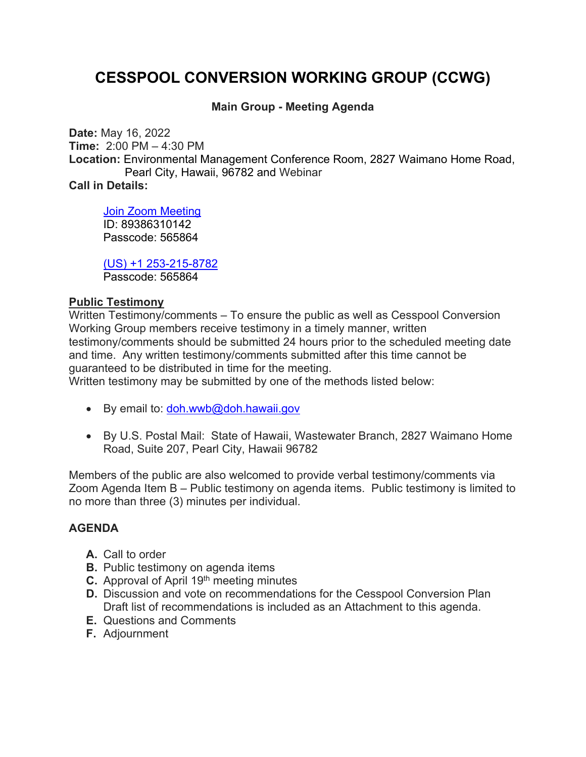# CESSPOOL CONVERSION WORKING GROUP (CCWG)

**Main Group - Meeting Agenda**

**Date:** May 16, 2022
**Time:** 2:00 PM – 4:30 PM
**Location:** Environmental Management Conference Room, 2827 Waimano Home Road, Pearl City, Hawaii, 96782 and Webinar
**Call in Details:**

> [Join Zoom Meeting](#)
> ID: 89386310142
> Passcode: 565864
>
> [(US) +1 253-215-8782](#)
> Passcode: 565864

**Public Testimony**

Written Testimony/comments – To ensure the public as well as Cesspool Conversion Working Group members receive testimony in a timely manner, written testimony/comments should be submitted 24 hours prior to the scheduled meeting date and time. Any written testimony/comments submitted after this time cannot be guaranteed to be distributed in time for the meeting.
Written testimony may be submitted by one of the methods listed below:

- By email to: doh.wwb@doh.hawaii.gov
- By U.S. Postal Mail: State of Hawaii, Wastewater Branch, 2827 Waimano Home Road, Suite 207, Pearl City, Hawaii 96782

Members of the public are also welcomed to provide verbal testimony/comments via Zoom Agenda Item B – Public testimony on agenda items. Public testimony is limited to no more than three (3) minutes per individual.

**AGENDA**

- **A.** Call to order
- **B.** Public testimony on agenda items
- **C.** Approval of April 19th meeting minutes
- **D.** Discussion and vote on recommendations for the Cesspool Conversion Plan
  Draft list of recommendations is included as an Attachment to this agenda.
- **E.** Questions and Comments
- **F.** Adjournment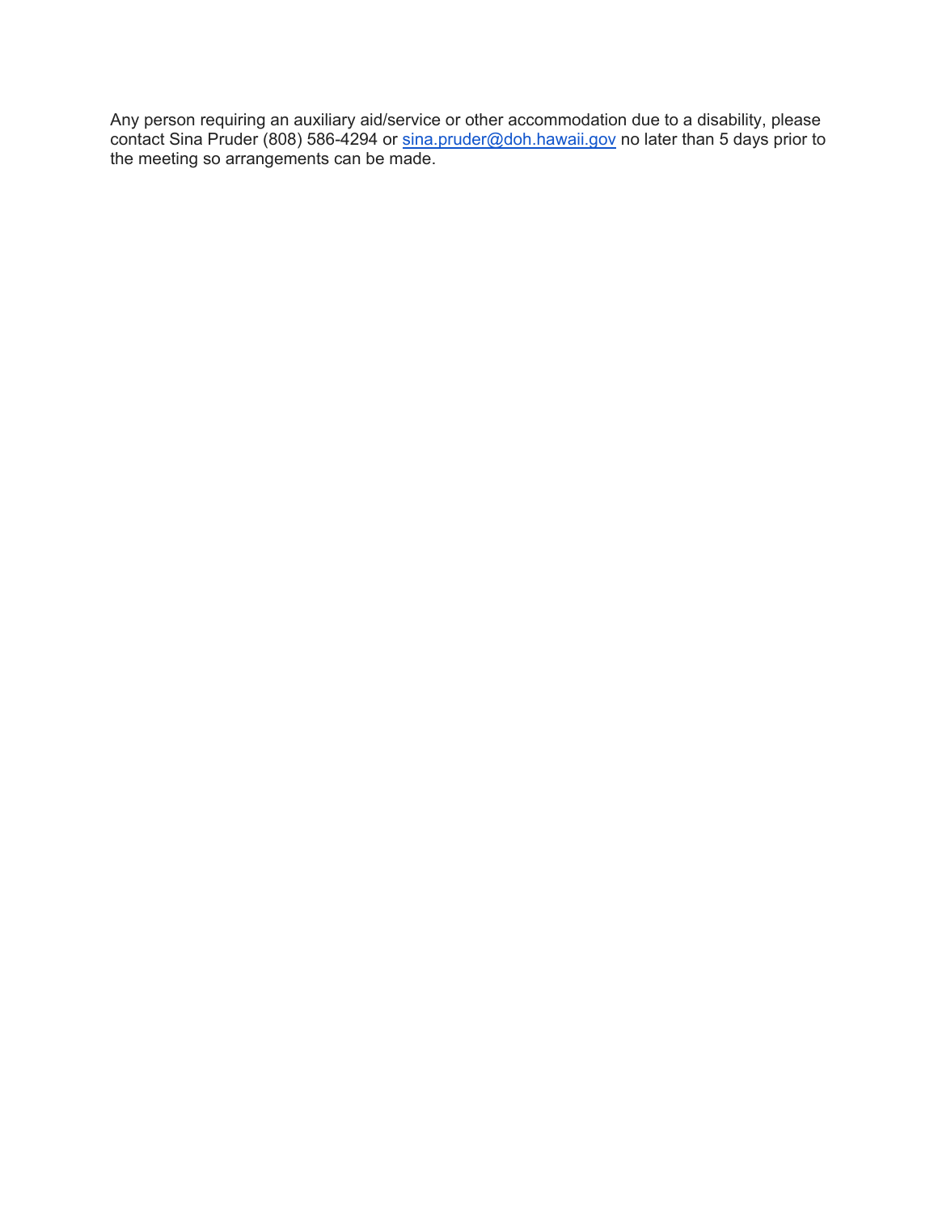Any person requiring an auxiliary aid/service or other accommodation due to a disability, please contact Sina Pruder (808) 586-4294 or [sina.pruder@doh.hawaii.gov](mailto:sina.pruder@doh.hawaii.gov) no later than 5 days prior to the meeting so arrangements can be made.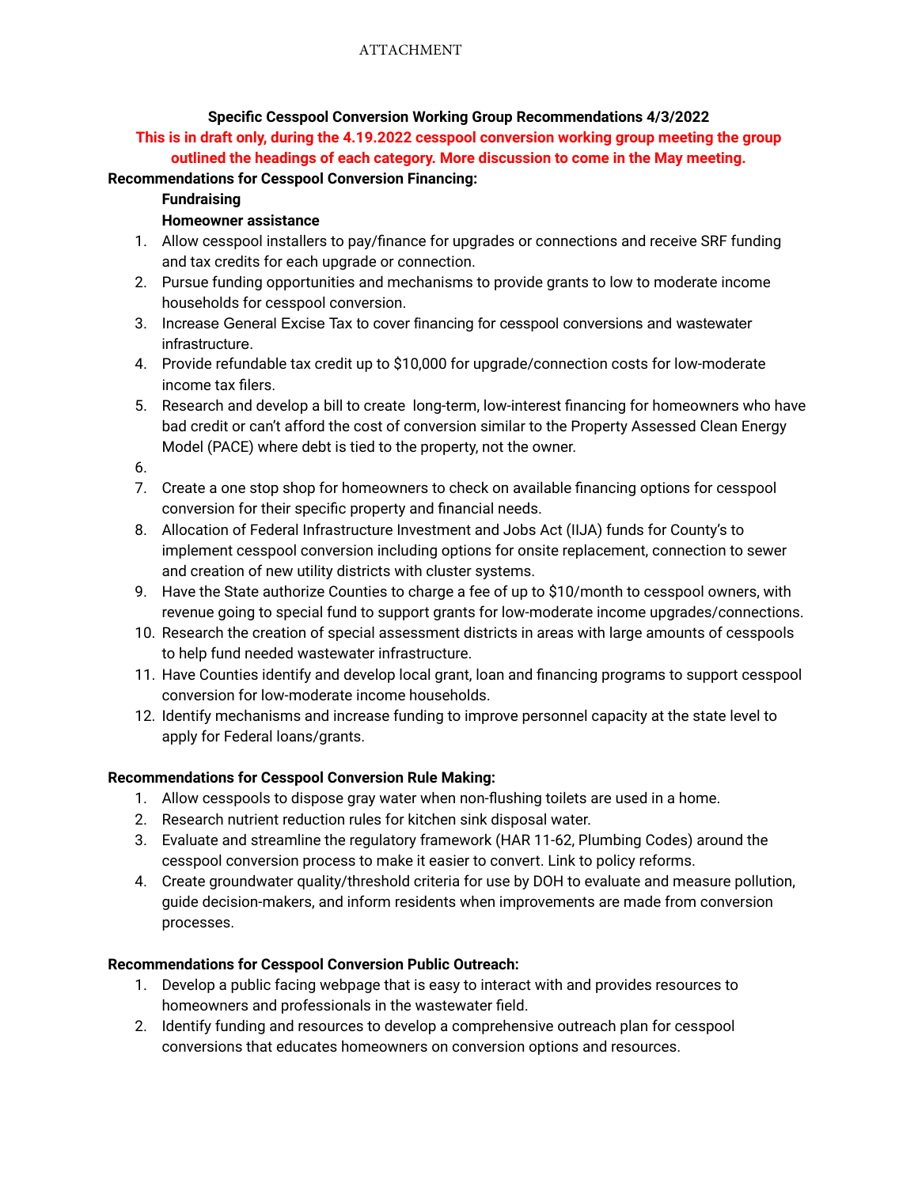ATTACHMENT

**Specific Cesspool Conversion Working Group Recommendations 4/3/2022**

**This is in draft only, during the 4.19.2022 cesspool conversion working group meeting the group outlined the headings of each category. More discussion to come in the May meeting.**

**Recommendations for Cesspool Conversion Financing:**

**Fundraising**

**Homeowner assistance**

1. Allow cesspool installers to pay/finance for upgrades or connections and receive SRF funding and tax credits for each upgrade or connection.
2. Pursue funding opportunities and mechanisms to provide grants to low to moderate income households for cesspool conversion.
3. Increase General Excise Tax to cover financing for cesspool conversions and wastewater infrastructure.
4. Provide refundable tax credit up to $10,000 for upgrade/connection costs for low-moderate income tax filers.
5. Research and develop a bill to create long-term, low-interest financing for homeowners who have bad credit or can't afford the cost of conversion similar to the Property Assessed Clean Energy Model (PACE) where debt is tied to the property, not the owner.
6. 
7. Create a one stop shop for homeowners to check on available financing options for cesspool conversion for their specific property and financial needs.
8. Allocation of Federal Infrastructure Investment and Jobs Act (IIJA) funds for County's to implement cesspool conversion including options for onsite replacement, connection to sewer and creation of new utility districts with cluster systems.
9. Have the State authorize Counties to charge a fee of up to $10/month to cesspool owners, with revenue going to special fund to support grants for low-moderate income upgrades/connections.
10. Research the creation of special assessment districts in areas with large amounts of cesspools to help fund needed wastewater infrastructure.
11. Have Counties identify and develop local grant, loan and financing programs to support cesspool conversion for low-moderate income households.
12. Identify mechanisms and increase funding to improve personnel capacity at the state level to apply for Federal loans/grants.

**Recommendations for Cesspool Conversion Rule Making:**

1. Allow cesspools to dispose gray water when non-flushing toilets are used in a home.
2. Research nutrient reduction rules for kitchen sink disposal water.
3. Evaluate and streamline the regulatory framework (HAR 11-62, Plumbing Codes) around the cesspool conversion process to make it easier to convert. Link to policy reforms.
4. Create groundwater quality/threshold criteria for use by DOH to evaluate and measure pollution, guide decision-makers, and inform residents when improvements are made from conversion processes.

**Recommendations for Cesspool Conversion Public Outreach:**

1. Develop a public facing webpage that is easy to interact with and provides resources to homeowners and professionals in the wastewater field.
2. Identify funding and resources to develop a comprehensive outreach plan for cesspool conversions that educates homeowners on conversion options and resources.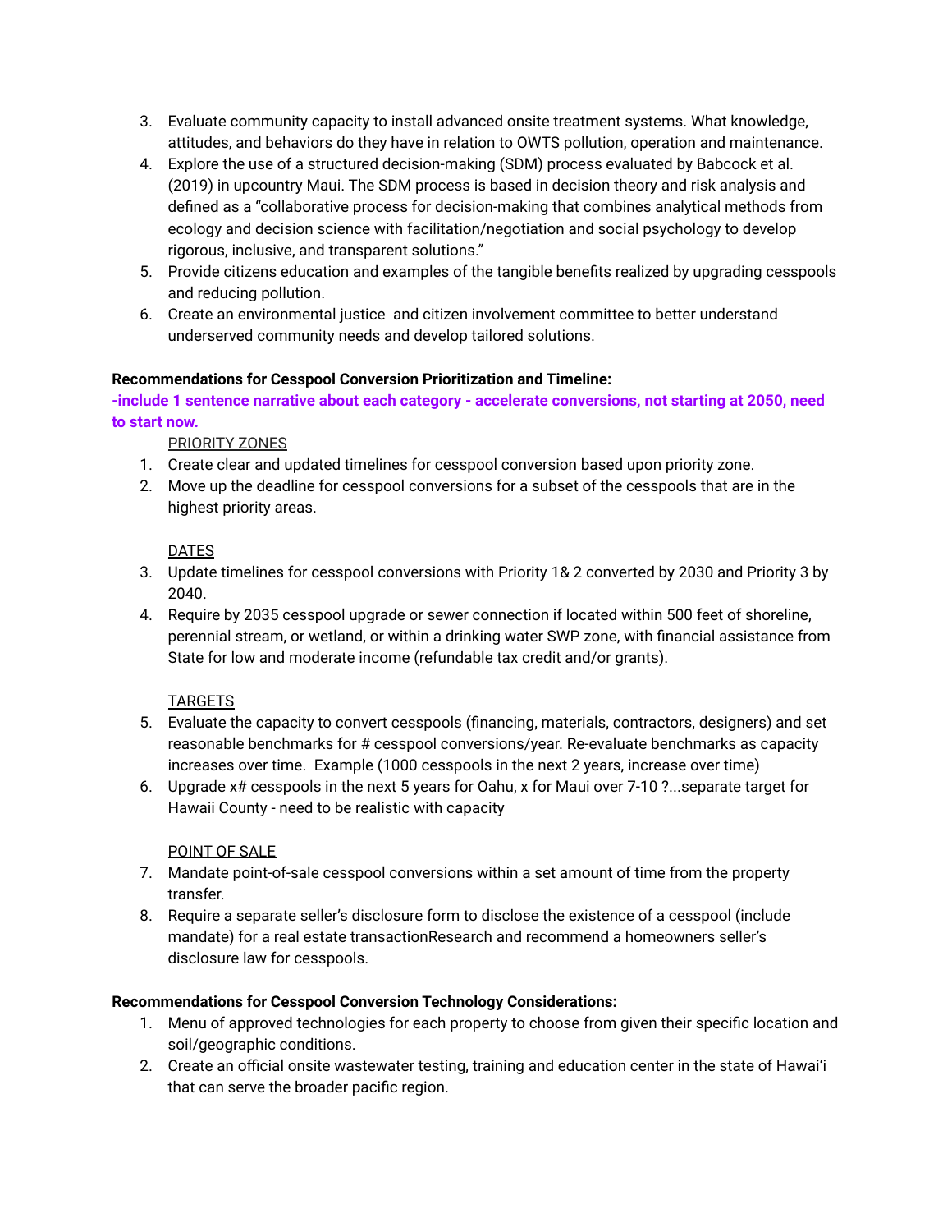3. Evaluate community capacity to install advanced onsite treatment systems. What knowledge, attitudes, and behaviors do they have in relation to OWTS pollution, operation and maintenance.
4. Explore the use of a structured decision-making (SDM) process evaluated by Babcock et al. (2019) in upcountry Maui. The SDM process is based in decision theory and risk analysis and defined as a "collaborative process for decision-making that combines analytical methods from ecology and decision science with facilitation/negotiation and social psychology to develop rigorous, inclusive, and transparent solutions."
5. Provide citizens education and examples of the tangible benefits realized by upgrading cesspools and reducing pollution.
6. Create an environmental justice and citizen involvement committee to better understand underserved community needs and develop tailored solutions.

**Recommendations for Cesspool Conversion Prioritization and Timeline:**

**-include 1 sentence narrative about each category - accelerate conversions, not starting at 2050, need to start now.**

PRIORITY ZONES

1. Create clear and updated timelines for cesspool conversion based upon priority zone.
2. Move up the deadline for cesspool conversions for a subset of the cesspools that are in the highest priority areas.

DATES

3. Update timelines for cesspool conversions with Priority 1& 2 converted by 2030 and Priority 3 by 2040.
4. Require by 2035 cesspool upgrade or sewer connection if located within 500 feet of shoreline, perennial stream, or wetland, or within a drinking water SWP zone, with financial assistance from State for low and moderate income (refundable tax credit and/or grants).

TARGETS

5. Evaluate the capacity to convert cesspools (financing, materials, contractors, designers) and set reasonable benchmarks for # cesspool conversions/year. Re-evaluate benchmarks as capacity increases over time. Example (1000 cesspools in the next 2 years, increase over time)
6. Upgrade x# cesspools in the next 5 years for Oahu, x for Maui over 7-10 ?...separate target for Hawaii County - need to be realistic with capacity

POINT OF SALE

7. Mandate point-of-sale cesspool conversions within a set amount of time from the property transfer.
8. Require a separate seller's disclosure form to disclose the existence of a cesspool (include mandate) for a real estate transactionResearch and recommend a homeowners seller's disclosure law for cesspools.

**Recommendations for Cesspool Conversion Technology Considerations:**

1. Menu of approved technologies for each property to choose from given their specific location and soil/geographic conditions.
2. Create an official onsite wastewater testing, training and education center in the state of Hawaiʻi that can serve the broader pacific region.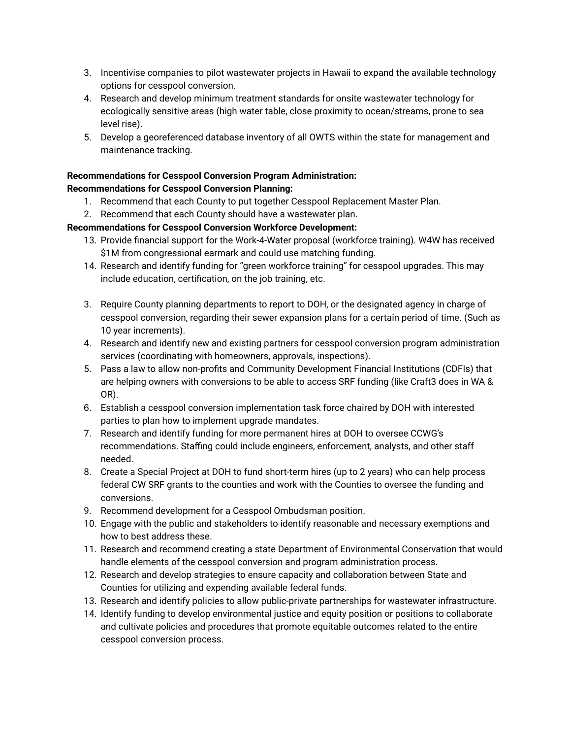3. Incentivise companies to pilot wastewater projects in Hawaii to expand the available technology options for cesspool conversion.
4. Research and develop minimum treatment standards for onsite wastewater technology for ecologically sensitive areas (high water table, close proximity to ocean/streams, prone to sea level rise).
5. Develop a georeferenced database inventory of all OWTS within the state for management and maintenance tracking.

**Recommendations for Cesspool Conversion Program Administration:**

**Recommendations for Cesspool Conversion Planning:**

1. Recommend that each County to put together Cesspool Replacement Master Plan.
2. Recommend that each County should have a wastewater plan.

**Recommendations for Cesspool Conversion Workforce Development:**

13. Provide financial support for the Work-4-Water proposal (workforce training). W4W has received $1M from congressional earmark and could use matching funding.
14. Research and identify funding for "green workforce training" for cesspool upgrades. This may include education, certification, on the job training, etc.

3. Require County planning departments to report to DOH, or the designated agency in charge of cesspool conversion, regarding their sewer expansion plans for a certain period of time. (Such as 10 year increments).
4. Research and identify new and existing partners for cesspool conversion program administration services (coordinating with homeowners, approvals, inspections).
5. Pass a law to allow non-profits and Community Development Financial Institutions (CDFIs) that are helping owners with conversions to be able to access SRF funding (like Craft3 does in WA & OR).
6. Establish a cesspool conversion implementation task force chaired by DOH with interested parties to plan how to implement upgrade mandates.
7. Research and identify funding for more permanent hires at DOH to oversee CCWG's recommendations. Staffing could include engineers, enforcement, analysts, and other staff needed.
8. Create a Special Project at DOH to fund short-term hires (up to 2 years) who can help process federal CW SRF grants to the counties and work with the Counties to oversee the funding and conversions.
9. Recommend development for a Cesspool Ombudsman position.
10. Engage with the public and stakeholders to identify reasonable and necessary exemptions and how to best address these.
11. Research and recommend creating a state Department of Environmental Conservation that would handle elements of the cesspool conversion and program administration process.
12. Research and develop strategies to ensure capacity and collaboration between State and Counties for utilizing and expending available federal funds.
13. Research and identify policies to allow public-private partnerships for wastewater infrastructure.
14. Identify funding to develop environmental justice and equity position or positions to collaborate and cultivate policies and procedures that promote equitable outcomes related to the entire cesspool conversion process.